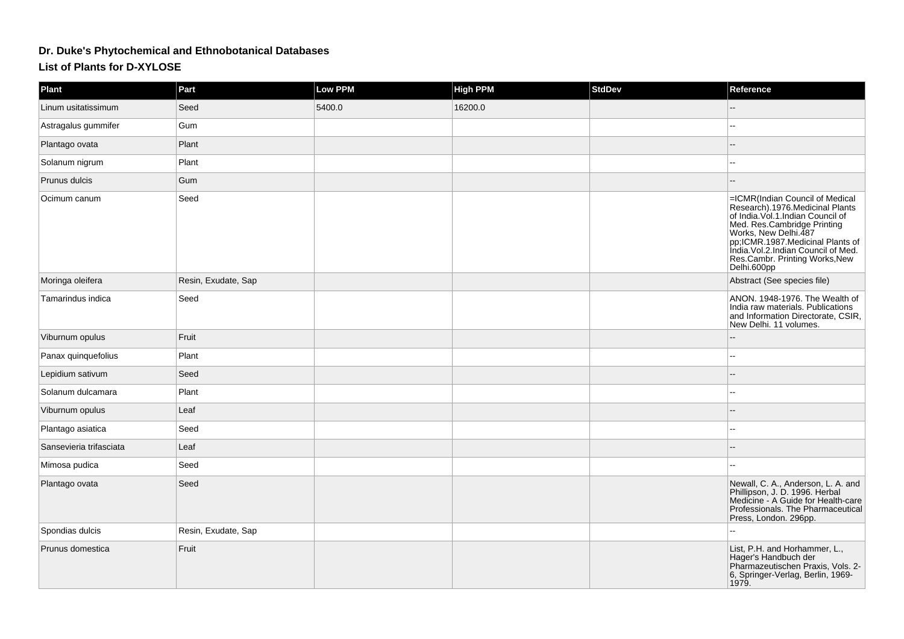# Dr. Duke's Phytochemical and Ethnobotanical Databases

## List of Plants for D-XYLOSE

| Plant | Part | Low PPM | High PPM | StdDev | Reference |
|---|---|---|---|---|---|
| Linum usitatissimum | Seed | 5400.0 | 16200.0 | | -- |
| Astragalus gummifer | Gum | | | | -- |
| Plantago ovata | Plant | | | | -- |
| Solanum nigrum | Plant | | | | -- |
| Prunus dulcis | Gum | | | | -- |
| Ocimum canum | Seed | | | | =ICMR(Indian Council of Medical Research).1976.Medicinal Plants of India.Vol.1.Indian Council of Med. Res.Cambridge Printing Works, New Delhi.487 pp;ICMR.1987.Medicinal Plants of India.Vol.2.Indian Council of Med. Res.Cambr. Printing Works,New Delhi.600pp |
| Moringa oleifera | Resin, Exudate, Sap | | | | Abstract (See species file) |
| Tamarindus indica | Seed | | | | ANON. 1948-1976. The Wealth of India raw materials. Publications and Information Directorate, CSIR, New Delhi. 11 volumes. |
| Viburnum opulus | Fruit | | | | -- |
| Panax quinquefolius | Plant | | | | -- |
| Lepidium sativum | Seed | | | | -- |
| Solanum dulcamara | Plant | | | | -- |
| Viburnum opulus | Leaf | | | | -- |
| Plantago asiatica | Seed | | | | -- |
| Sansevieria trifasciata | Leaf | | | | -- |
| Mimosa pudica | Seed | | | | -- |
| Plantago ovata | Seed | | | | Newall, C. A., Anderson, L. A. and Phillipson, J. D. 1996. Herbal Medicine - A Guide for Health-care Professionals. The Pharmaceutical Press, London. 296pp. |
| Spondias dulcis | Resin, Exudate, Sap | | | | -- |
| Prunus domestica | Fruit | | | | List, P.H. and Horhammer, L., Hager's Handbuch der Pharmazeutischen Praxis, Vols. 2-6, Springer-Verlag, Berlin, 1969-1979. |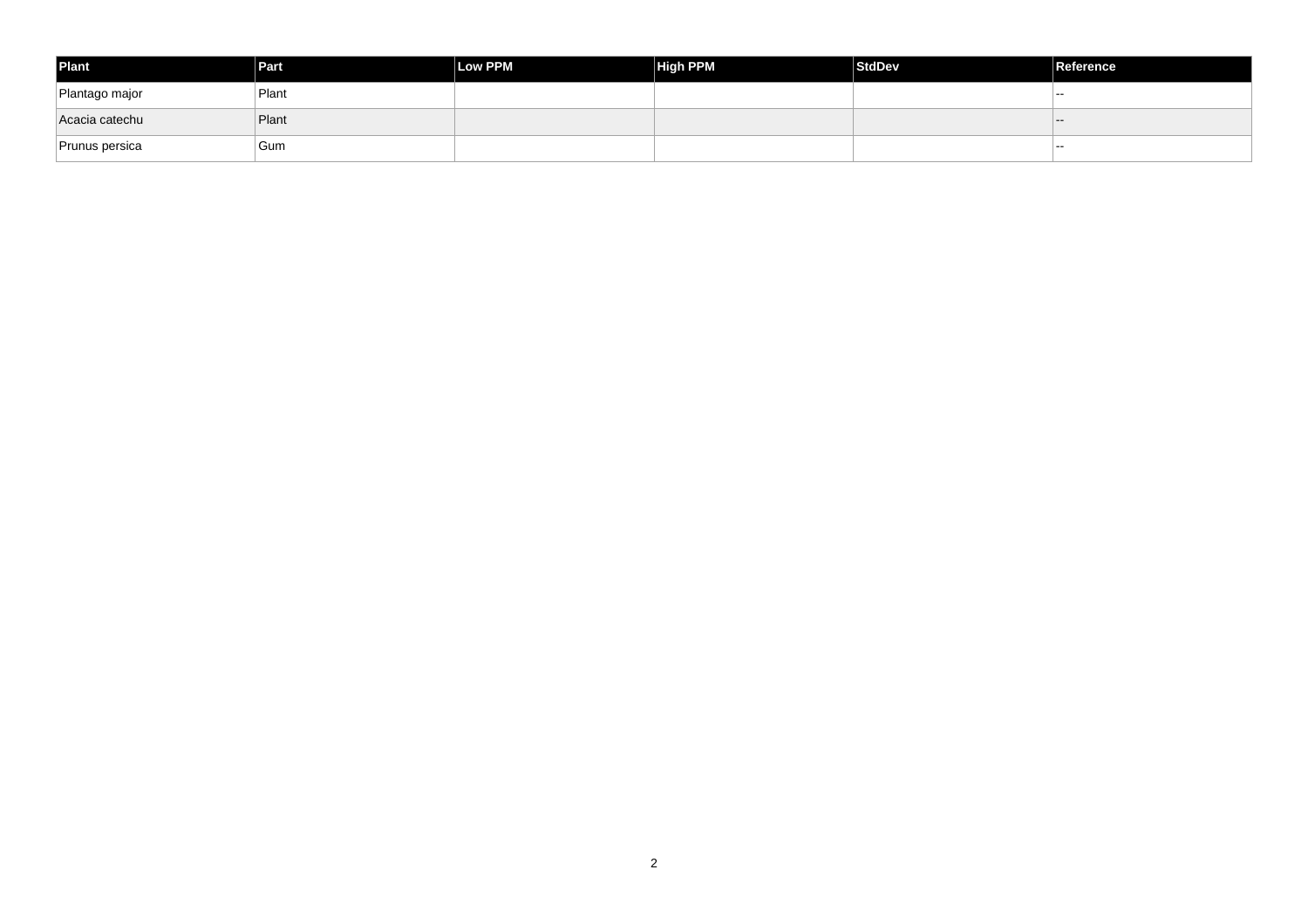| Plant | Part | Low PPM | High PPM | StdDev | Reference |
|---|---|---|---|---|---|
| Plantago major | Plant | | | | -- |
| Acacia catechu | Plant | | | | -- |
| Prunus persica | Gum | | | | -- |